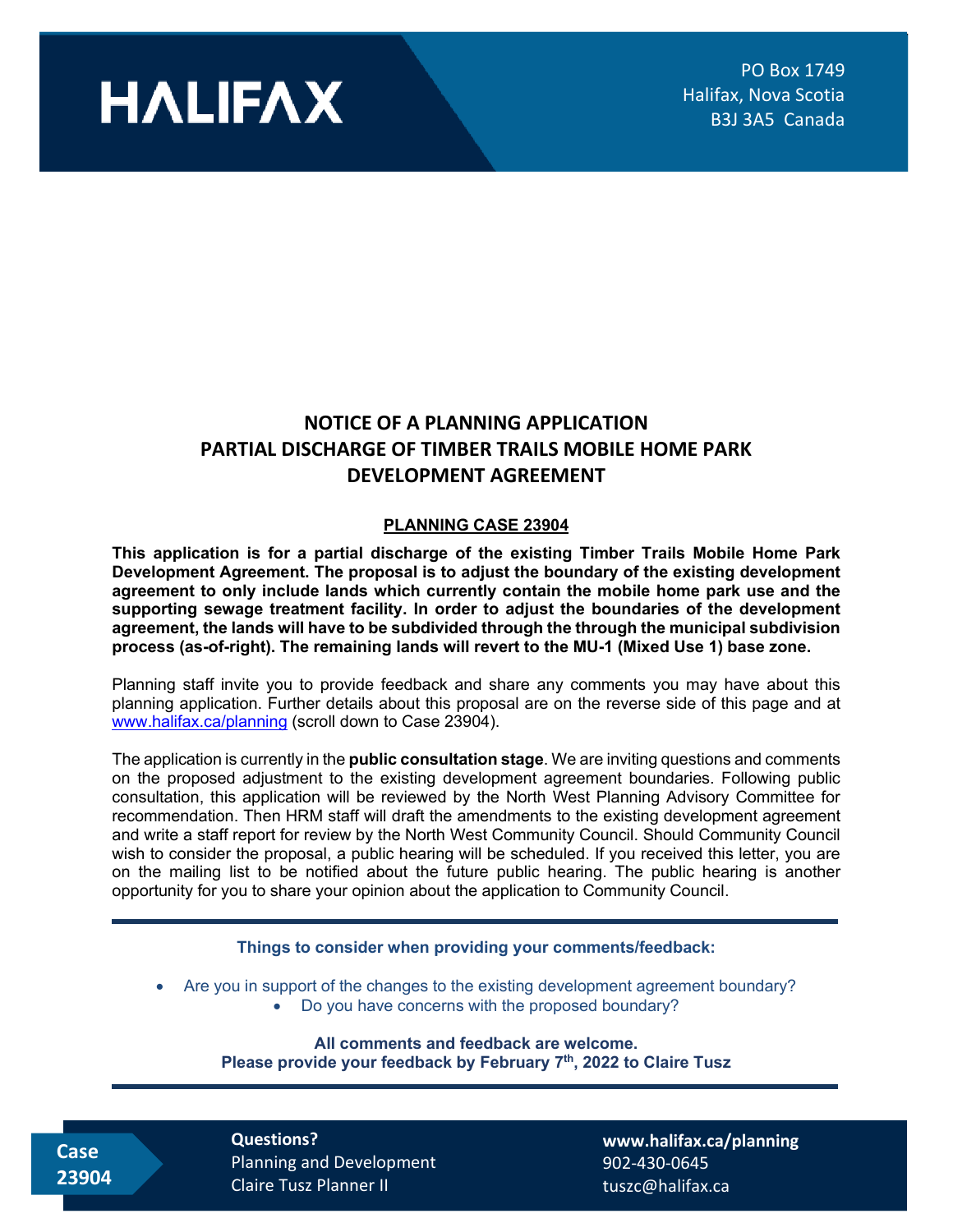# HALIFAX

PO Box 1749
Halifax, Nova Scotia
B3J 3A5 Canada

## NOTICE OF A PLANNING APPLICATION
## PARTIAL DISCHARGE OF TIMBER TRAILS MOBILE HOME PARK DEVELOPMENT AGREEMENT

### PLANNING CASE 23904

**This application is for a partial discharge of the existing Timber Trails Mobile Home Park Development Agreement. The proposal is to adjust the boundary of the existing development agreement to only include lands which currently contain the mobile home park use and the supporting sewage treatment facility. In order to adjust the boundaries of the development agreement, the lands will have to be subdivided through the through the municipal subdivision process (as-of-right). The remaining lands will revert to the MU-1 (Mixed Use 1) base zone.**

Planning staff invite you to provide feedback and share any comments you may have about this planning application. Further details about this proposal are on the reverse side of this page and at www.halifax.ca/planning (scroll down to Case 23904).

The application is currently in the **public consultation stage**. We are inviting questions and comments on the proposed adjustment to the existing development agreement boundaries. Following public consultation, this application will be reviewed by the North West Planning Advisory Committee for recommendation. Then HRM staff will draft the amendments to the existing development agreement and write a staff report for review by the North West Community Council. Should Community Council wish to consider the proposal, a public hearing will be scheduled. If you received this letter, you are on the mailing list to be notified about the future public hearing. The public hearing is another opportunity for you to share your opinion about the application to Community Council.

---

**Things to consider when providing your comments/feedback:**

- Are you in support of the changes to the existing development agreement boundary?
- Do you have concerns with the proposed boundary?

**All comments and feedback are welcome.**
**Please provide your feedback by February 7th, 2022 to Claire Tusz**

---

**Case 23904**

**Questions?**
Planning and Development
Claire Tusz Planner II

**www.halifax.ca/planning**
902-430-0645
tuszc@halifax.ca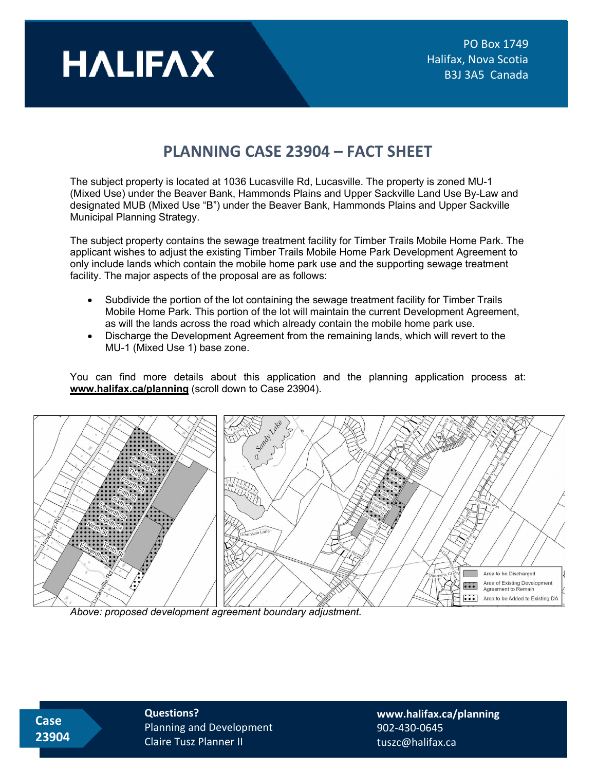# PLANNING CASE 23904 – FACT SHEET

The subject property is located at 1036 Lucasville Rd, Lucasville. The property is zoned MU-1 (Mixed Use) under the Beaver Bank, Hammonds Plains and Upper Sackville Land Use By-Law and designated MUB (Mixed Use "B") under the Beaver Bank, Hammonds Plains and Upper Sackville Municipal Planning Strategy.

The subject property contains the sewage treatment facility for Timber Trails Mobile Home Park. The applicant wishes to adjust the existing Timber Trails Mobile Home Park Development Agreement to only include lands which contain the mobile home park use and the supporting sewage treatment facility. The major aspects of the proposal are as follows:

- Subdivide the portion of the lot containing the sewage treatment facility for Timber Trails Mobile Home Park. This portion of the lot will maintain the current Development Agreement, as will the lands across the road which already contain the mobile home park use.
- Discharge the Development Agreement from the remaining lands, which will revert to the MU-1 (Mixed Use 1) base zone.

You can find more details about this application and the planning application process at: **www.halifax.ca/planning** (scroll down to Case 23904).

Area to be Discharged
Area of Existing Development Agreement to Remain
Area to be Added to Existing DA

*Above: proposed development agreement boundary adjustment.*

**Case 23904**

**Questions?**
Planning and Development
Claire Tusz Planner II

**www.halifax.ca/planning**
902-430-0645
tuszc@halifax.ca